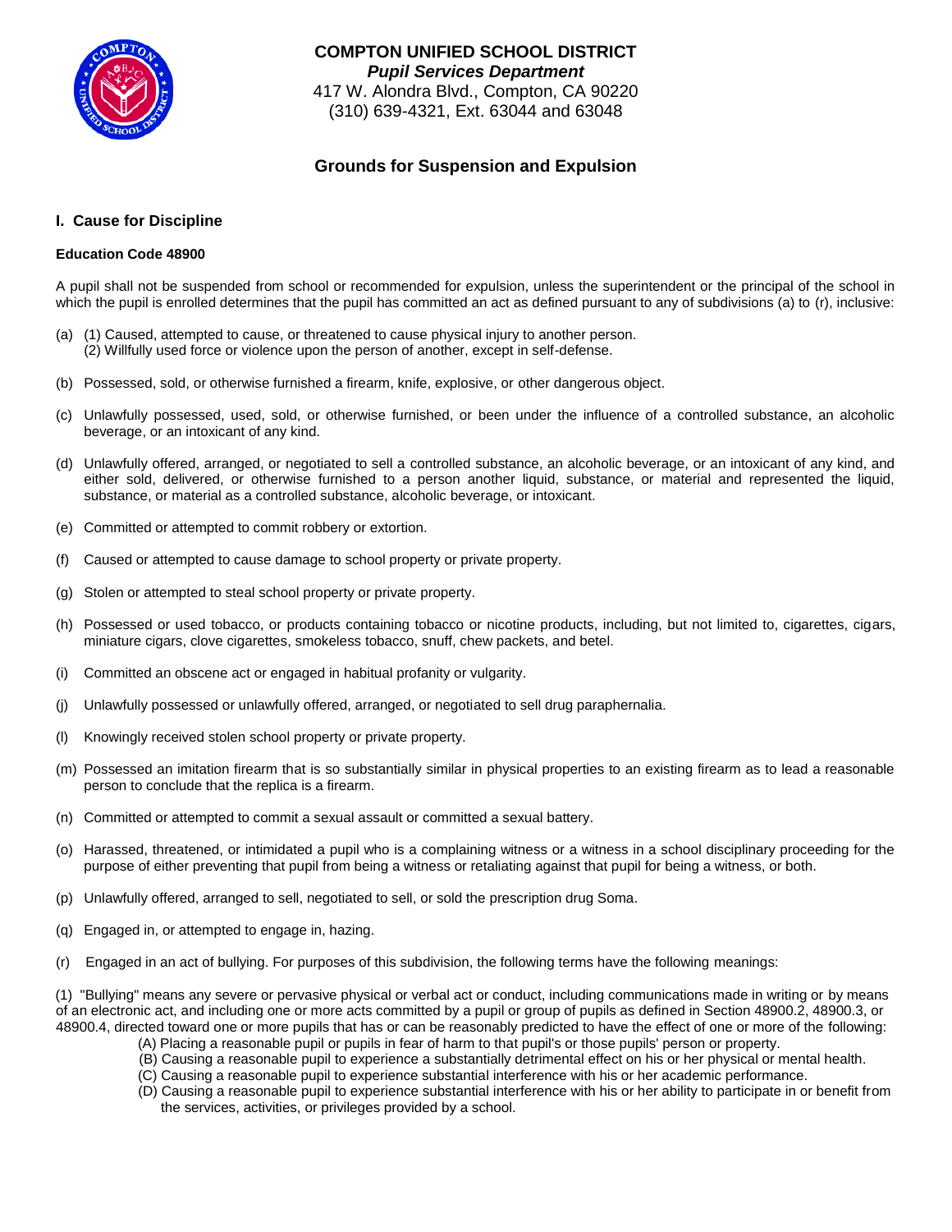# COMPTON UNIFIED SCHOOL DISTRICT

***Pupil Services Department***

417 W. Alondra Blvd., Compton, CA 90220

(310) 639-4321, Ext. 63044 and 63048

## Grounds for Suspension and Expulsion

### I. Cause for Discipline

**Education Code 48900**

A pupil shall not be suspended from school or recommended for expulsion, unless the superintendent or the principal of the school in which the pupil is enrolled determines that the pupil has committed an act as defined pursuant to any of subdivisions (a) to (r), inclusive:

(a) (1) Caused, attempted to cause, or threatened to cause physical injury to another person.
(2) Willfully used force or violence upon the person of another, except in self-defense.

(b) Possessed, sold, or otherwise furnished a firearm, knife, explosive, or other dangerous object.

(c) Unlawfully possessed, used, sold, or otherwise furnished, or been under the influence of a controlled substance, an alcoholic beverage, or an intoxicant of any kind.

(d) Unlawfully offered, arranged, or negotiated to sell a controlled substance, an alcoholic beverage, or an intoxicant of any kind, and either sold, delivered, or otherwise furnished to a person another liquid, substance, or material and represented the liquid, substance, or material as a controlled substance, alcoholic beverage, or intoxicant.

(e) Committed or attempted to commit robbery or extortion.

(f) Caused or attempted to cause damage to school property or private property.

(g) Stolen or attempted to steal school property or private property.

(h) Possessed or used tobacco, or products containing tobacco or nicotine products, including, but not limited to, cigarettes, cigars, miniature cigars, clove cigarettes, smokeless tobacco, snuff, chew packets, and betel.

(i) Committed an obscene act or engaged in habitual profanity or vulgarity.

(j) Unlawfully possessed or unlawfully offered, arranged, or negotiated to sell drug paraphernalia.

(l) Knowingly received stolen school property or private property.

(m) Possessed an imitation firearm that is so substantially similar in physical properties to an existing firearm as to lead a reasonable person to conclude that the replica is a firearm.

(n) Committed or attempted to commit a sexual assault or committed a sexual battery.

(o) Harassed, threatened, or intimidated a pupil who is a complaining witness or a witness in a school disciplinary proceeding for the purpose of either preventing that pupil from being a witness or retaliating against that pupil for being a witness, or both.

(p) Unlawfully offered, arranged to sell, negotiated to sell, or sold the prescription drug Soma.

(q) Engaged in, or attempted to engage in, hazing.

(r) Engaged in an act of bullying. For purposes of this subdivision, the following terms have the following meanings:

(1) "Bullying" means any severe or pervasive physical or verbal act or conduct, including communications made in writing or by means of an electronic act, and including one or more acts committed by a pupil or group of pupils as defined in Section 48900.2, 48900.3, or 48900.4, directed toward one or more pupils that has or can be reasonably predicted to have the effect of one or more of the following:

(A) Placing a reasonable pupil or pupils in fear of harm to that pupil's or those pupils' person or property.
(B) Causing a reasonable pupil to experience a substantially detrimental effect on his or her physical or mental health.
(C) Causing a reasonable pupil to experience substantial interference with his or her academic performance.
(D) Causing a reasonable pupil to experience substantial interference with his or her ability to participate in or benefit from the services, activities, or privileges provided by a school.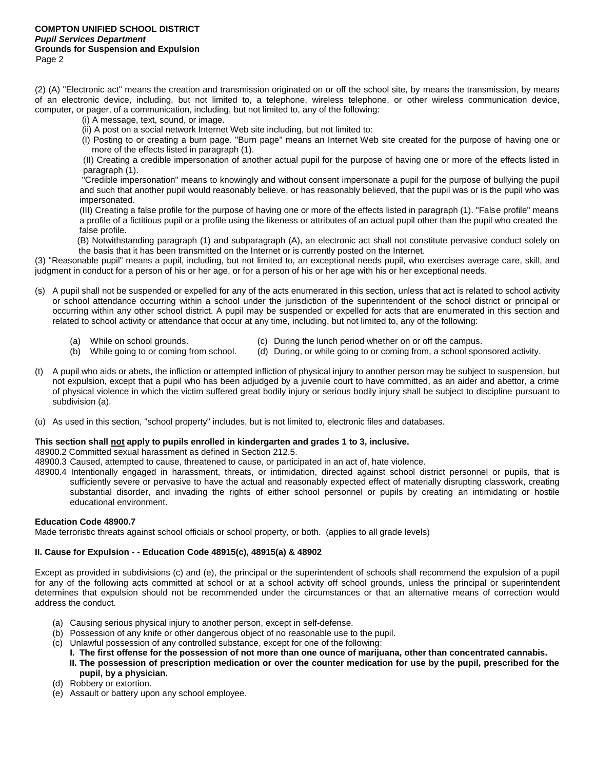(2) (A) "Electronic act" means the creation and transmission originated on or off the school site, by means the transmission, by means of an electronic device, including, but not limited to, a telephone, wireless telephone, or other wireless communication device, computer, or pager, of a communication, including, but not limited to, any of the following:

(i) A message, text, sound, or image.

(ii) A post on a social network Internet Web site including, but not limited to:

(I) Posting to or creating a burn page. "Burn page" means an Internet Web site created for the purpose of having one or more of the effects listed in paragraph (1).

(II) Creating a credible impersonation of another actual pupil for the purpose of having one or more of the effects listed in paragraph (1).

"Credible impersonation" means to knowingly and without consent impersonate a pupil for the purpose of bullying the pupil and such that another pupil would reasonably believe, or has reasonably believed, that the pupil was or is the pupil who was impersonated.

(III) Creating a false profile for the purpose of having one or more of the effects listed in paragraph (1). "False profile" means a profile of a fictitious pupil or a profile using the likeness or attributes of an actual pupil other than the pupil who created the false profile.

(B) Notwithstanding paragraph (1) and subparagraph (A), an electronic act shall not constitute pervasive conduct solely on the basis that it has been transmitted on the Internet or is currently posted on the Internet.

(3) "Reasonable pupil" means a pupil, including, but not limited to, an exceptional needs pupil, who exercises average care, skill, and judgment in conduct for a person of his or her age, or for a person of his or her age with his or her exceptional needs.

(s) A pupil shall not be suspended or expelled for any of the acts enumerated in this section, unless that act is related to school activity or school attendance occurring within a school under the jurisdiction of the superintendent of the school district or principal or occurring within any other school district. A pupil may be suspended or expelled for acts that are enumerated in this section and related to school activity or attendance that occur at any time, including, but not limited to, any of the following:

(a) While on school grounds.
(b) While going to or coming from school.
(c) During the lunch period whether on or off the campus.
(d) During, or while going to or coming from, a school sponsored activity.

(t) A pupil who aids or abets, the infliction or attempted infliction of physical injury to another person may be subject to suspension, but not expulsion, except that a pupil who has been adjudged by a juvenile court to have committed, as an aider and abettor, a crime of physical violence in which the victim suffered great bodily injury or serious bodily injury shall be subject to discipline pursuant to subdivision (a).

(u) As used in this section, "school property" includes, but is not limited to, electronic files and databases.

**This section shall not apply to pupils enrolled in kindergarten and grades 1 to 3, inclusive.**

48900.2 Committed sexual harassment as defined in Section 212.5.

48900.3 Caused, attempted to cause, threatened to cause, or participated in an act of, hate violence.

48900.4 Intentionally engaged in harassment, threats, or intimidation, directed against school district personnel or pupils, that is sufficiently severe or pervasive to have the actual and reasonably expected effect of materially disrupting classwork, creating substantial disorder, and invading the rights of either school personnel or pupils by creating an intimidating or hostile educational environment.

**Education Code 48900.7**

Made terroristic threats against school officials or school property, or both. (applies to all grade levels)

**II. Cause for Expulsion - - Education Code 48915(c), 48915(a) & 48902**

Except as provided in subdivisions (c) and (e), the principal or the superintendent of schools shall recommend the expulsion of a pupil for any of the following acts committed at school or at a school activity off school grounds, unless the principal or superintendent determines that expulsion should not be recommended under the circumstances or that an alternative means of correction would address the conduct.

(a) Causing serious physical injury to another person, except in self-defense.
(b) Possession of any knife or other dangerous object of no reasonable use to the pupil.
(c) Unlawful possession of any controlled substance, except for one of the following:
  **I. The first offense for the possession of not more than one ounce of marijuana, other than concentrated cannabis.**
  **II. The possession of prescription medication or over the counter medication for use by the pupil, prescribed for the pupil, by a physician.**
(d) Robbery or extortion.
(e) Assault or battery upon any school employee.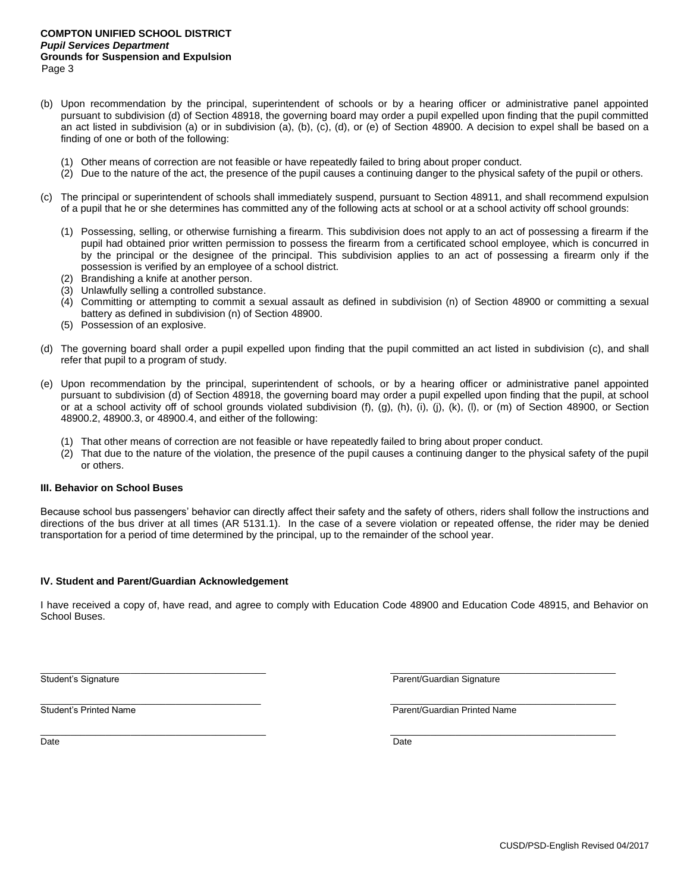(b) Upon recommendation by the principal, superintendent of schools or by a hearing officer or administrative panel appointed pursuant to subdivision (d) of Section 48918, the governing board may order a pupil expelled upon finding that the pupil committed an act listed in subdivision (a) or in subdivision (a), (b), (c), (d), or (e) of Section 48900. A decision to expel shall be based on a finding of one or both of the following:

   (1) Other means of correction are not feasible or have repeatedly failed to bring about proper conduct.
   (2) Due to the nature of the act, the presence of the pupil causes a continuing danger to the physical safety of the pupil or others.

(c) The principal or superintendent of schools shall immediately suspend, pursuant to Section 48911, and shall recommend expulsion of a pupil that he or she determines has committed any of the following acts at school or at a school activity off school grounds:

   (1) Possessing, selling, or otherwise furnishing a firearm. This subdivision does not apply to an act of possessing a firearm if the pupil had obtained prior written permission to possess the firearm from a certificated school employee, which is concurred in by the principal or the designee of the principal. This subdivision applies to an act of possessing a firearm only if the possession is verified by an employee of a school district.
   (2) Brandishing a knife at another person.
   (3) Unlawfully selling a controlled substance.
   (4) Committing or attempting to commit a sexual assault as defined in subdivision (n) of Section 48900 or committing a sexual battery as defined in subdivision (n) of Section 48900.
   (5) Possession of an explosive.

(d) The governing board shall order a pupil expelled upon finding that the pupil committed an act listed in subdivision (c), and shall refer that pupil to a program of study.

(e) Upon recommendation by the principal, superintendent of schools, or by a hearing officer or administrative panel appointed pursuant to subdivision (d) of Section 48918, the governing board may order a pupil expelled upon finding that the pupil, at school or at a school activity off of school grounds violated subdivision (f), (g), (h), (i), (j), (k), (l), or (m) of Section 48900, or Section 48900.2, 48900.3, or 48900.4, and either of the following:

   (1) That other means of correction are not feasible or have repeatedly failed to bring about proper conduct.
   (2) That due to the nature of the violation, the presence of the pupil causes a continuing danger to the physical safety of the pupil or others.

**III. Behavior on School Buses**

Because school bus passengers' behavior can directly affect their safety and the safety of others, riders shall follow the instructions and directions of the bus driver at all times (AR 5131.1). In the case of a severe violation or repeated offense, the rider may be denied transportation for a period of time determined by the principal, up to the remainder of the school year.

**IV. Student and Parent/Guardian Acknowledgement**

I have received a copy of, have read, and agree to comply with Education Code 48900 and Education Code 48915, and Behavior on School Buses.

\_\_\_\_\_\_\_\_\_\_\_\_\_\_\_\_\_\_\_\_\_\_\_\_\_\_\_\_\_\_
Student's Signature

\_\_\_\_\_\_\_\_\_\_\_\_\_\_\_\_\_\_\_\_\_\_\_\_\_\_\_\_\_\_
Student's Printed Name

\_\_\_\_\_\_\_\_\_\_\_\_\_\_\_\_\_\_\_\_\_\_\_\_\_\_\_\_\_\_
Date

\_\_\_\_\_\_\_\_\_\_\_\_\_\_\_\_\_\_\_\_\_\_\_\_\_\_\_\_\_\_
Parent/Guardian Signature

\_\_\_\_\_\_\_\_\_\_\_\_\_\_\_\_\_\_\_\_\_\_\_\_\_\_\_\_\_\_
Parent/Guardian Printed Name

\_\_\_\_\_\_\_\_\_\_\_\_\_\_\_\_\_\_\_\_\_\_\_\_\_\_\_\_\_\_
Date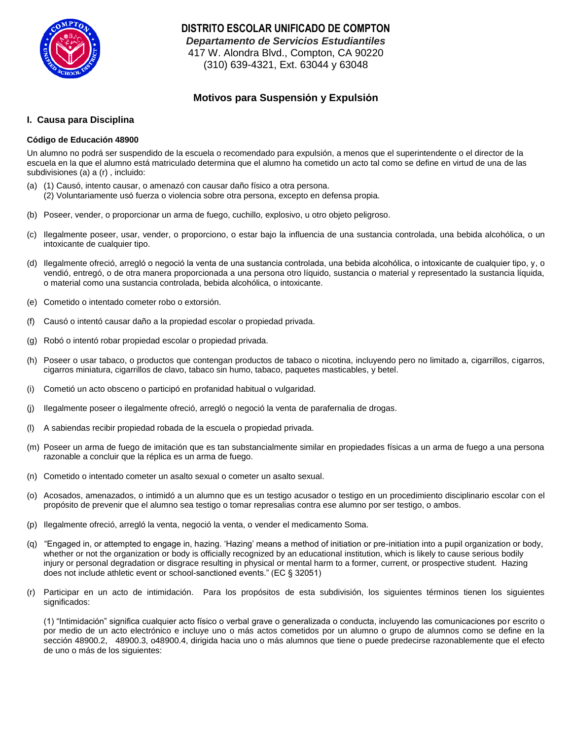# DISTRITO ESCOLAR UNIFICADO DE COMPTON

***Departamento de Servicios Estudiantiles***

417 W. Alondra Blvd., Compton, CA 90220

(310) 639-4321, Ext. 63044 y 63048

## Motivos para Suspensión y Expulsión

### I. Causa para Disciplina

**Código de Educación 48900**

Un alumno no podrá ser suspendido de la escuela o recomendado para expulsión, a menos que el superintendente o el director de la escuela en la que el alumno está matriculado determina que el alumno ha cometido un acto tal como se define en virtud de una de las subdivisiones (a) a (r) , incluido:

(a) (1) Causó, intento causar, o amenazó con causar daño físico a otra persona.
(2) Voluntariamente usó fuerza o violencia sobre otra persona, excepto en defensa propia.

(b) Poseer, vender, o proporcionar un arma de fuego, cuchillo, explosivo, u otro objeto peligroso.

(c) Ilegalmente poseer, usar, vender, o proporciono, o estar bajo la influencia de una sustancia controlada, una bebida alcohólica, o un intoxicante de cualquier tipo.

(d) Ilegalmente ofreció, arregló o negoció la venta de una sustancia controlada, una bebida alcohólica, o intoxicante de cualquier tipo, y, o vendió, entregó, o de otra manera proporcionada a una persona otro líquido, sustancia o material y representado la sustancia líquida, o material como una sustancia controlada, bebida alcohólica, o intoxicante.

(e) Cometido o intentado cometer robo o extorsión.

(f) Causó o intentó causar daño a la propiedad escolar o propiedad privada.

(g) Robó o intentó robar propiedad escolar o propiedad privada.

(h) Poseer o usar tabaco, o productos que contengan productos de tabaco o nicotina, incluyendo pero no limitado a, cigarrillos, cigarros, cigarros miniatura, cigarrillos de clavo, tabaco sin humo, tabaco, paquetes masticables, y betel.

(i) Cometió un acto obsceno o participó en profanidad habitual o vulgaridad.

(j) Ilegalmente poseer o ilegalmente ofreció, arregló o negoció la venta de parafernalia de drogas.

(l) A sabiendas recibir propiedad robada de la escuela o propiedad privada.

(m) Poseer un arma de fuego de imitación que es tan substancialmente similar en propiedades físicas a un arma de fuego a una persona razonable a concluir que la réplica es un arma de fuego.

(n) Cometido o intentado cometer un asalto sexual o cometer un asalto sexual.

(o) Acosados, amenazados, o intimidó a un alumno que es un testigo acusador o testigo en un procedimiento disciplinario escolar con el propósito de prevenir que el alumno sea testigo o tomar represalias contra ese alumno por ser testigo, o ambos.

(p) Ilegalmente ofreció, arregló la venta, negoció la venta, o vender el medicamento Soma.

(q) "Engaged in, or attempted to engage in, hazing. 'Hazing' means a method of initiation or pre-initiation into a pupil organization or body, whether or not the organization or body is officially recognized by an educational institution, which is likely to cause serious bodily injury or personal degradation or disgrace resulting in physical or mental harm to a former, current, or prospective student. Hazing does not include athletic event or school-sanctioned events." (EC § 32051)

(r) Participar en un acto de intimidación. Para los propósitos de esta subdivisión, los siguientes términos tienen los siguientes significados:

(1) "Intimidación" significa cualquier acto físico o verbal grave o generalizada o conducta, incluyendo las comunicaciones por escrito o por medio de un acto electrónico e incluye uno o más actos cometidos por un alumno o grupo de alumnos como se define en la sección 48900.2, 48900.3, o48900.4, dirigida hacia uno o más alumnos que tiene o puede predecirse razonablemente que el efecto de uno o más de los siguientes: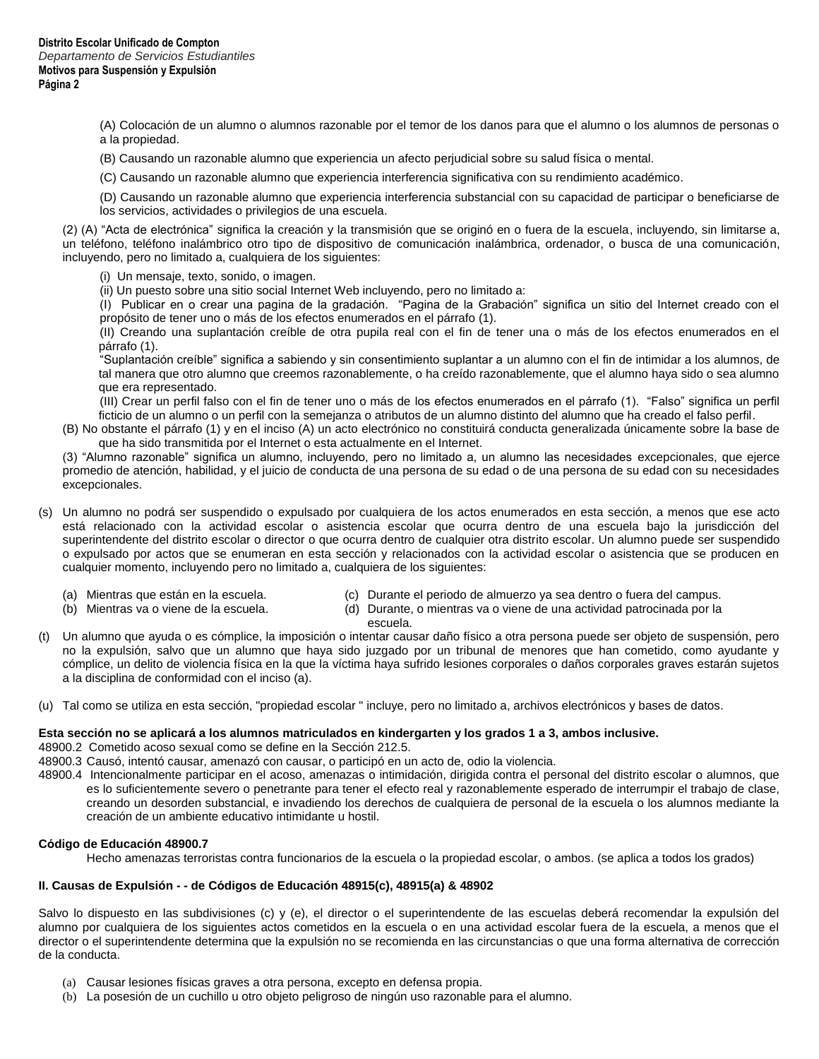(A) Colocación de un alumno o alumnos razonable por el temor de los danos para que el alumno o los alumnos de personas o a la propiedad.

(B) Causando un razonable alumno que experiencia un afecto perjudicial sobre su salud física o mental.

(C) Causando un razonable alumno que experiencia interferencia significativa con su rendimiento académico.

(D) Causando un razonable alumno que experiencia interferencia substancial con su capacidad de participar o beneficiarse de los servicios, actividades o privilegios de una escuela.

(2) (A) "Acta de electrónica" significa la creación y la transmisión que se originó en o fuera de la escuela, incluyendo, sin limitarse a, un teléfono, teléfono inalámbrico otro tipo de dispositivo de comunicación inalámbrica, ordenador, o busca de una comunicación, incluyendo, pero no limitado a, cualquiera de los siguientes:

(i) Un mensaje, texto, sonido, o imagen.

(ii) Un puesto sobre una sitio social Internet Web incluyendo, pero no limitado a:

(I) Publicar en o crear una pagina de la gradación. "Pagina de la Grabación" significa un sitio del Internet creado con el propósito de tener uno o más de los efectos enumerados en el párrafo (1).

(II) Creando una suplantación creíble de otra pupila real con el fin de tener una o más de los efectos enumerados en el párrafo (1).

"Suplantación creíble" significa a sabiendo y sin consentimiento suplantar a un alumno con el fin de intimidar a los alumnos, de tal manera que otro alumno que creemos razonablemente, o ha creído razonablemente, que el alumno haya sido o sea alumno que era representado.

(III) Crear un perfil falso con el fin de tener uno o más de los efectos enumerados en el párrafo (1). "Falso" significa un perfil ficticio de un alumno o un perfil con la semejanza o atributos de un alumno distinto del alumno que ha creado el falso perfil.

(B) No obstante el párrafo (1) y en el inciso (A) un acto electrónico no constituirá conducta generalizada únicamente sobre la base de que ha sido transmitida por el Internet o esta actualmente en el Internet.

(3) "Alumno razonable" significa un alumno, incluyendo, pero no limitado a, un alumno las necesidades excepcionales, que ejerce promedio de atención, habilidad, y el juicio de conducta de una persona de su edad o de una persona de su edad con su necesidades excepcionales.

(s) Un alumno no podrá ser suspendido o expulsado por cualquiera de los actos enumerados en esta sección, a menos que ese acto está relacionado con la actividad escolar o asistencia escolar que ocurra dentro de una escuela bajo la jurisdicción del superintendente del distrito escolar o director o que ocurra dentro de cualquier otra distrito escolar. Un alumno puede ser suspendido o expulsado por actos que se enumeran en esta sección y relacionados con la actividad escolar o asistencia que se producen en cualquier momento, incluyendo pero no limitado a, cualquiera de los siguientes:

(a) Mientras que están en la escuela.
(b) Mientras va o viene de la escuela.
(c) Durante el periodo de almuerzo ya sea dentro o fuera del campus.
(d) Durante, o mientras va o viene de una actividad patrocinada por la escuela.

(t) Un alumno que ayuda o es cómplice, la imposición o intentar causar daño físico a otra persona puede ser objeto de suspensión, pero no la expulsión, salvo que un alumno que haya sido juzgado por un tribunal de menores que han cometido, como ayudante y cómplice, un delito de violencia física en la que la víctima haya sufrido lesiones corporales o daños corporales graves estarán sujetos a la disciplina de conformidad con el inciso (a).

(u) Tal como se utiliza en esta sección, "propiedad escolar " incluye, pero no limitado a, archivos electrónicos y bases de datos.

**Esta sección no se aplicará a los alumnos matriculados en kindergarten y los grados 1 a 3, ambos inclusive.**

48900.2 Cometido acoso sexual como se define en la Sección 212.5.

48900.3 Causó, intentó causar, amenazó con causar, o participó en un acto de, odio la violencia.

48900.4 Intencionalmente participar en el acoso, amenazas o intimidación, dirigida contra el personal del distrito escolar o alumnos, que es lo suficientemente severo o penetrante para tener el efecto real y razonablemente esperado de interrumpir el trabajo de clase, creando un desorden substancial, e invadiendo los derechos de cualquiera de personal de la escuela o los alumnos mediante la creación de un ambiente educativo intimidante u hostil.

**Código de Educación 48900.7**

Hecho amenazas terroristas contra funcionarios de la escuela o la propiedad escolar, o ambos. (se aplica a todos los grados)

**II. Causas de Expulsión - - de Códigos de Educación 48915(c), 48915(a) & 48902**

Salvo lo dispuesto en las subdivisiones (c) y (e), el director o el superintendente de las escuelas deberá recomendar la expulsión del alumno por cualquiera de los siguientes actos cometidos en la escuela o en una actividad escolar fuera de la escuela, a menos que el director o el superintendente determina que la expulsión no se recomienda en las circunstancias o que una forma alternativa de corrección de la conducta.

(a) Causar lesiones físicas graves a otra persona, excepto en defensa propia.
(b) La posesión de un cuchillo u otro objeto peligroso de ningún uso razonable para el alumno.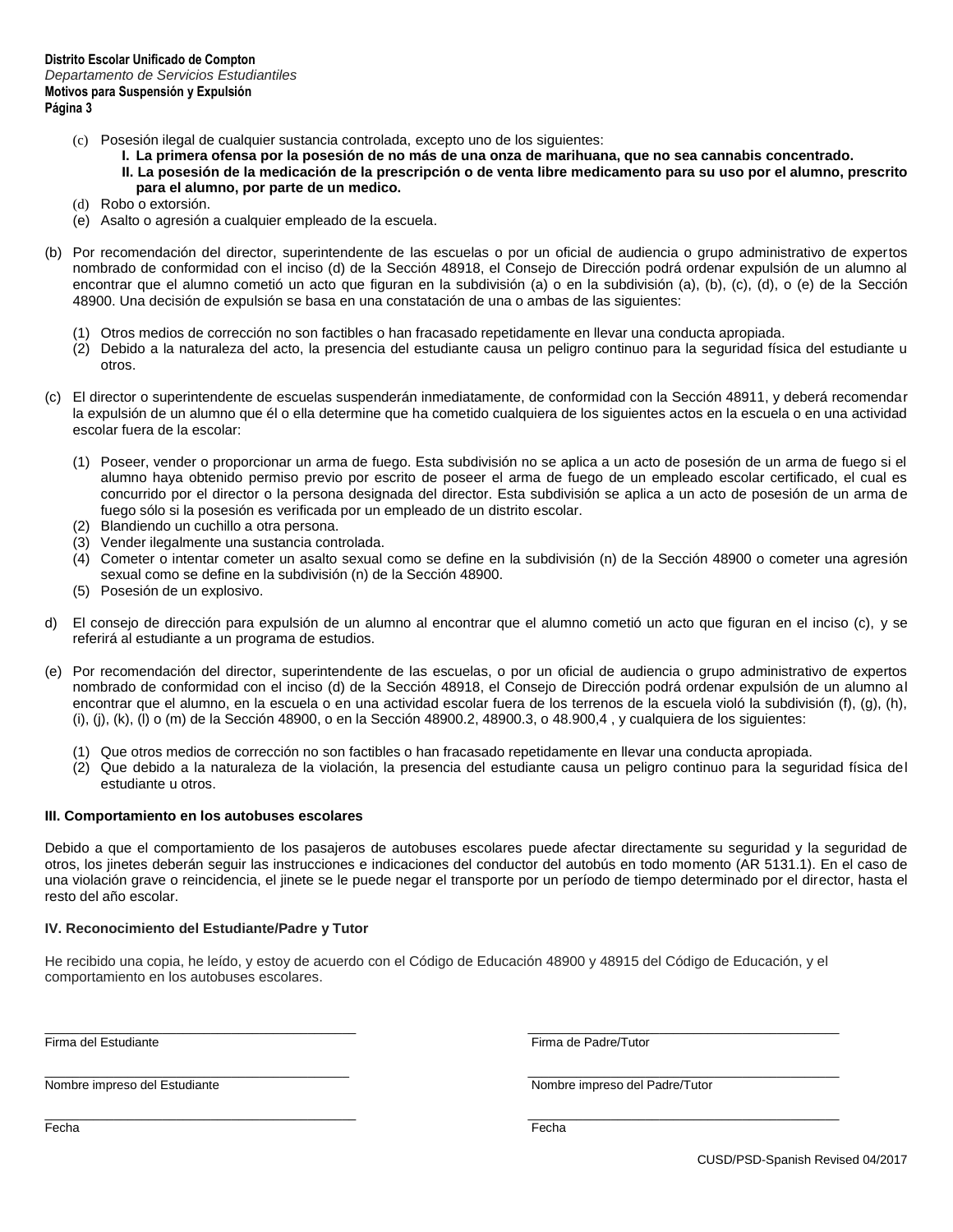(c) Posesión ilegal de cualquier sustancia controlada, excepto uno de los siguientes:
   **I. La primera ofensa por la posesión de no más de una onza de marihuana, que no sea cannabis concentrado.**
   **II. La posesión de la medicación de la prescripción o de venta libre medicamento para su uso por el alumno, prescrito para el alumno, por parte de un medico.**

(d) Robo o extorsión.

(e) Asalto o agresión a cualquier empleado de la escuela.

(b) Por recomendación del director, superintendente de las escuelas o por un oficial de audiencia o grupo administrativo de expertos nombrado de conformidad con el inciso (d) de la Sección 48918, el Consejo de Dirección podrá ordenar expulsión de un alumno al encontrar que el alumno cometió un acto que figuran en la subdivisión (a) o en la subdivisión (a), (b), (c), (d), o (e) de la Sección 48900. Una decisión de expulsión se basa en una constatación de una o ambas de las siguientes:

(1) Otros medios de corrección no son factibles o han fracasado repetidamente en llevar una conducta apropiada.
(2) Debido a la naturaleza del acto, la presencia del estudiante causa un peligro continuo para la seguridad física del estudiante u otros.

(c) El director o superintendente de escuelas suspenderán inmediatamente, de conformidad con la Sección 48911, y deberá recomendar la expulsión de un alumno que él o ella determine que ha cometido cualquiera de los siguientes actos en la escuela o en una actividad escolar fuera de la escolar:

(1) Poseer, vender o proporcionar un arma de fuego. Esta subdivisión no se aplica a un acto de posesión de un arma de fuego si el alumno haya obtenido permiso previo por escrito de poseer el arma de fuego de un empleado escolar certificado, el cual es concurrido por el director o la persona designada del director. Esta subdivisión se aplica a un acto de posesión de un arma de fuego sólo si la posesión es verificada por un empleado de un distrito escolar.
(2) Blandiendo un cuchillo a otra persona.
(3) Vender ilegalmente una sustancia controlada.
(4) Cometer o intentar cometer un asalto sexual como se define en la subdivisión (n) de la Sección 48900 o cometer una agresión sexual como se define en la subdivisión (n) de la Sección 48900.
(5) Posesión de un explosivo.

d) El consejo de dirección para expulsión de un alumno al encontrar que el alumno cometió un acto que figuran en el inciso (c), y se referirá al estudiante a un programa de estudios.

(e) Por recomendación del director, superintendente de las escuelas, o por un oficial de audiencia o grupo administrativo de expertos nombrado de conformidad con el inciso (d) de la Sección 48918, el Consejo de Dirección podrá ordenar expulsión de un alumno al encontrar que el alumno, en la escuela o en una actividad escolar fuera de los terrenos de la escuela violó la subdivisión (f), (g), (h), (i), (j), (k), (l) o (m) de la Sección 48900, o en la Sección 48900.2, 48900.3, o 48.900,4 , y cualquiera de los siguientes:

(1) Que otros medios de corrección no son factibles o han fracasado repetidamente en llevar una conducta apropiada.
(2) Que debido a la naturaleza de la violación, la presencia del estudiante causa un peligro continuo para la seguridad física del estudiante u otros.

**III. Comportamiento en los autobuses escolares**

Debido a que el comportamiento de los pasajeros de autobuses escolares puede afectar directamente su seguridad y la seguridad de otros, los jinetes deberán seguir las instrucciones e indicaciones del conductor del autobús en todo momento (AR 5131.1). En el caso de una violación grave o reincidencia, el jinete se le puede negar el transporte por un período de tiempo determinado por el director, hasta el resto del año escolar.

**IV. Reconocimiento del Estudiante/Padre y Tutor**

He recibido una copia, he leído, y estoy de acuerdo con el Código de Educación 48900 y 48915 del Código de Educación, y el comportamiento en los autobuses escolares.

\_\_\_\_\_\_\_\_\_\_\_\_\_\_\_\_\_\_\_\_\_\_\_\_\_\_\_\_\_\_
Firma del Estudiante

\_\_\_\_\_\_\_\_\_\_\_\_\_\_\_\_\_\_\_\_\_\_\_\_\_\_\_\_\_\_
Nombre impreso del Estudiante

\_\_\_\_\_\_\_\_\_\_\_\_\_\_\_\_\_\_\_\_\_\_\_\_\_\_\_\_\_\_
Fecha

\_\_\_\_\_\_\_\_\_\_\_\_\_\_\_\_\_\_\_\_\_\_\_\_\_\_\_\_\_\_
Firma de Padre/Tutor

\_\_\_\_\_\_\_\_\_\_\_\_\_\_\_\_\_\_\_\_\_\_\_\_\_\_\_\_\_\_
Nombre impreso del Padre/Tutor

\_\_\_\_\_\_\_\_\_\_\_\_\_\_\_\_\_\_\_\_\_\_\_\_\_\_\_\_\_\_
Fecha

CUSD/PSD-Spanish Revised 04/2017